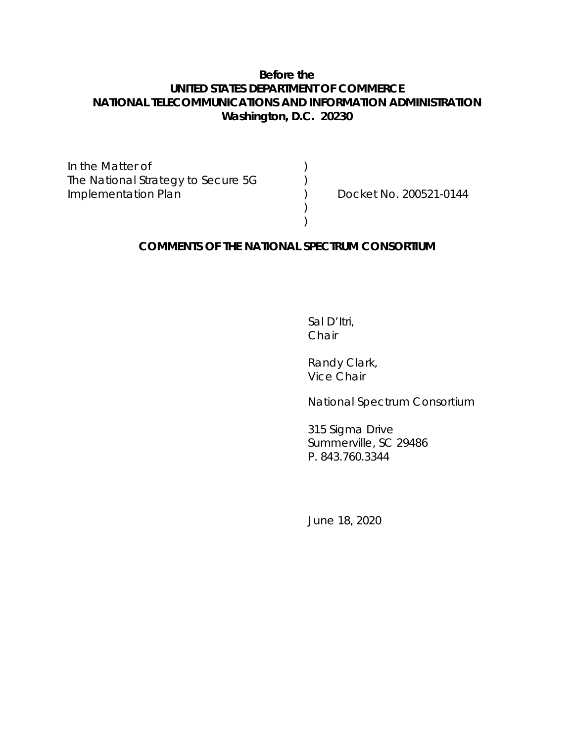**Before the**
**UNITED STATES DEPARTMENT OF COMMERCE**
**NATIONAL TELECOMMUNICATIONS AND INFORMATION ADMINISTRATION**
**Washington, D.C. 20230**

| | | |
|---|---|---|
| In the Matter of | ) | |
| The National Strategy to Secure 5G | ) | |
| Implementation Plan | ) | Docket No. 200521-0144 |
| | ) | |
| | ) | |

**COMMENTS OF THE NATIONAL SPECTRUM CONSORTIUM**

Sal D'Itri,
Chair

Randy Clark,
Vice Chair

National Spectrum Consortium

315 Sigma Drive
Summerville, SC 29486
P. 843.760.3344

June 18, 2020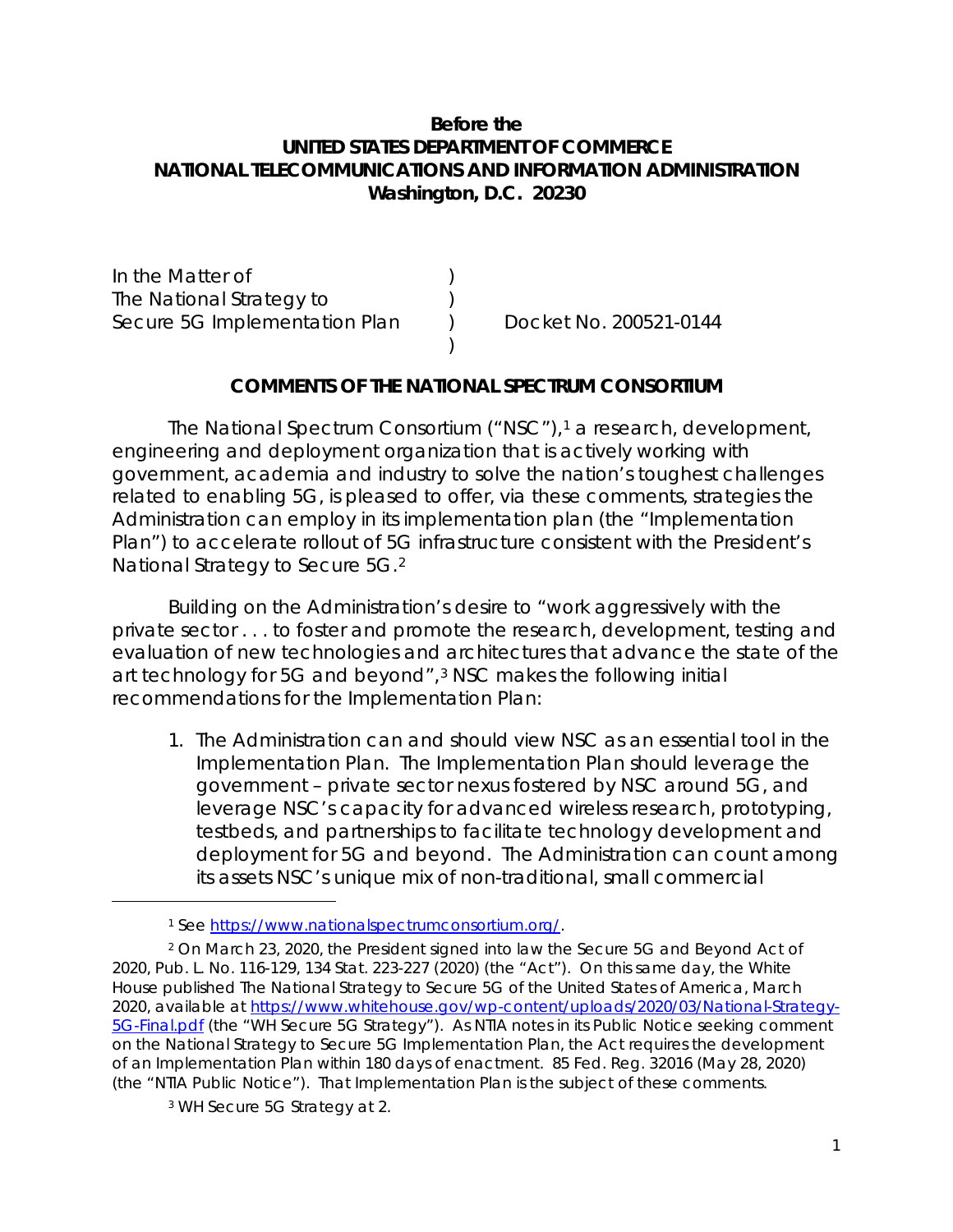**Before the**
**UNITED STATES DEPARTMENT OF COMMERCE**
**NATIONAL TELECOMMUNICATIONS AND INFORMATION ADMINISTRATION**
**Washington, D.C. 20230**

In the Matter of )
The National Strategy to )
Secure 5G Implementation Plan ) Docket No. 200521-0144
)

**COMMENTS OF THE NATIONAL SPECTRUM CONSORTIUM**

The National Spectrum Consortium ("NSC"),[1] a research, development, engineering and deployment organization that is actively working with government, academia and industry to solve the nation's toughest challenges related to enabling 5G, is pleased to offer, via these comments, strategies the Administration can employ in its implementation plan (the "Implementation Plan") to accelerate rollout of 5G infrastructure consistent with the President's National Strategy to Secure 5G.[2]

Building on the Administration's desire to "work aggressively with the private sector . . . to foster and promote the research, development, testing and evaluation of new technologies and architectures that advance the state of the art technology for 5G and beyond",[3] NSC makes the following initial recommendations for the Implementation Plan:

1. The Administration can and should view NSC as an essential tool in the Implementation Plan. The Implementation Plan should leverage the government – private sector nexus fostered by NSC around 5G, and leverage NSC's capacity for advanced wireless research, prototyping, testbeds, and partnerships to facilitate technology development and deployment for 5G and beyond. The Administration can count among its assets NSC's unique mix of non-traditional, small commercial

---

[1] See https://www.nationalspectrumconsortium.org/.

[2] On March 23, 2020, the President signed into law the Secure 5G and Beyond Act of 2020, Pub. L. No. 116-129, 134 Stat. 223-227 (2020) (the "Act"). On this same day, the White House published The National Strategy to Secure 5G of the United States of America, March 2020, available at https://www.whitehouse.gov/wp-content/uploads/2020/03/National-Strategy-5G-Final.pdf (the "WH Secure 5G Strategy"). As NTIA notes in its Public Notice seeking comment on the National Strategy to Secure 5G Implementation Plan, the Act requires the development of an Implementation Plan within 180 days of enactment. 85 Fed. Reg. 32016 (May 28, 2020) (the "NTIA Public Notice"). That Implementation Plan is the subject of these comments.

[3] WH Secure 5G Strategy at 2.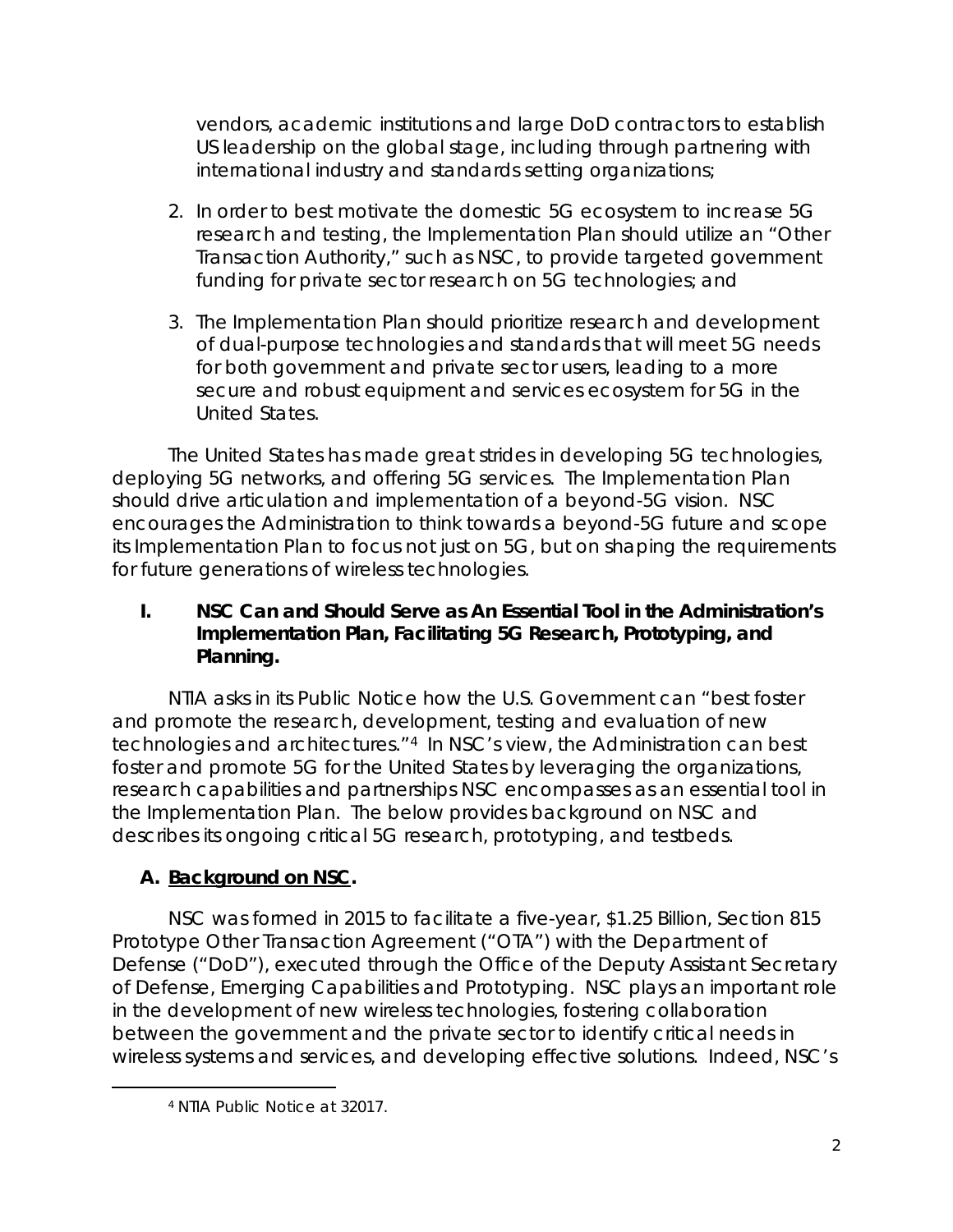vendors, academic institutions and large DoD contractors to establish US leadership on the global stage, including through partnering with international industry and standards setting organizations;

2. In order to best motivate the domestic 5G ecosystem to increase 5G research and testing, the Implementation Plan should utilize an "Other Transaction Authority," such as NSC, to provide targeted government funding for private sector research on 5G technologies; and

3. The Implementation Plan should prioritize research and development of dual-purpose technologies and standards that will meet 5G needs for both government and private sector users, leading to a more secure and robust equipment and services ecosystem for 5G in the United States.

The United States has made great strides in developing 5G technologies, deploying 5G networks, and offering 5G services. The Implementation Plan should drive articulation and implementation of a beyond-5G vision. NSC encourages the Administration to think towards a beyond-5G future and scope its Implementation Plan to focus not just on 5G, but on shaping the requirements for future generations of wireless technologies.

## I. NSC Can and Should Serve as An Essential Tool in the Administration's Implementation Plan, Facilitating 5G Research, Prototyping, and Planning.

NTIA asks in its Public Notice how the U.S. Government can "best foster and promote the research, development, testing and evaluation of new technologies and architectures."[4] In NSC's view, the Administration can best foster and promote 5G for the United States by leveraging the organizations, research capabilities and partnerships NSC encompasses as an essential tool in the Implementation Plan. The below provides background on NSC and describes its ongoing critical 5G research, prototyping, and testbeds.

### A. Background on NSC.

NSC was formed in 2015 to facilitate a five-year, $1.25 Billion, Section 815 Prototype Other Transaction Agreement ("OTA") with the Department of Defense ("DoD"), executed through the Office of the Deputy Assistant Secretary of Defense, Emerging Capabilities and Prototyping. NSC plays an important role in the development of new wireless technologies, fostering collaboration between the government and the private sector to identify critical needs in wireless systems and services, and developing effective solutions. Indeed, NSC's

[4] NTIA Public Notice at 32017.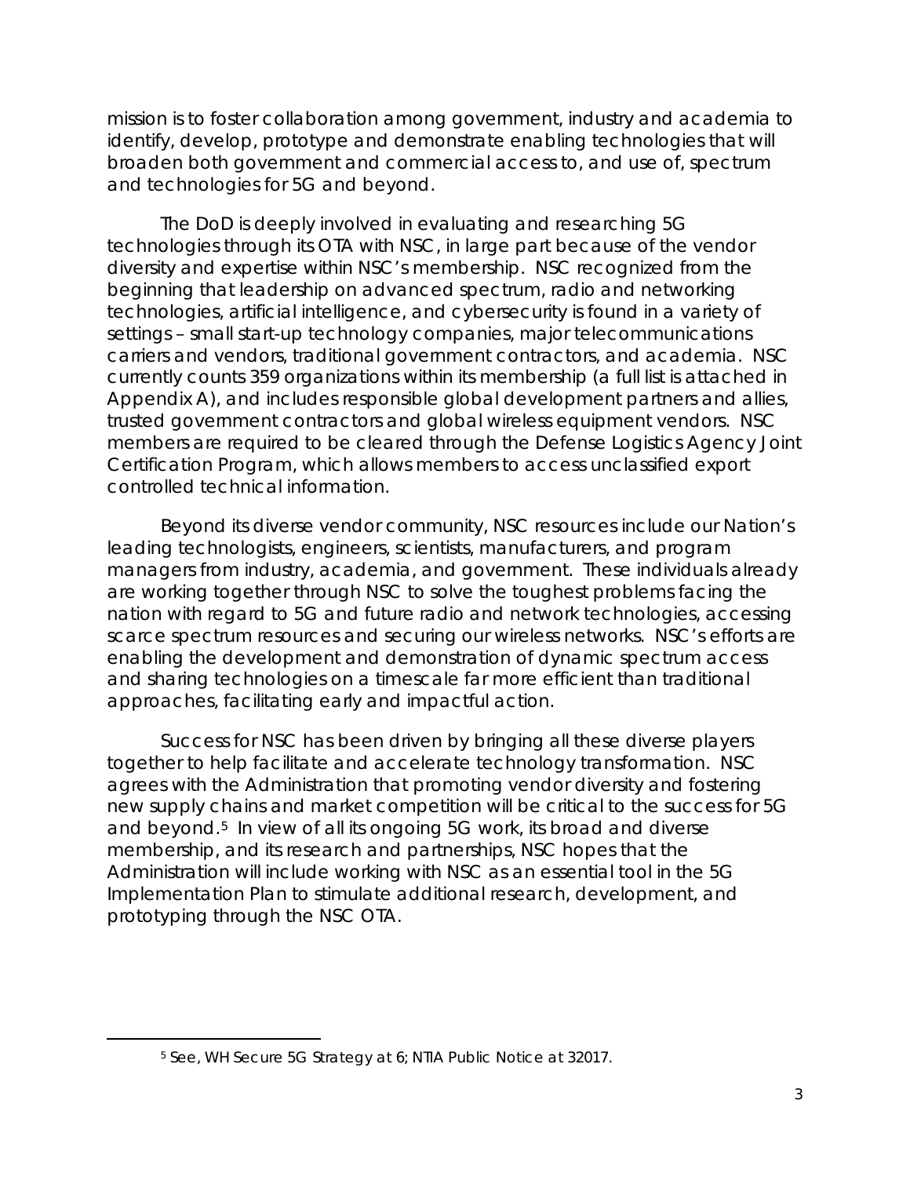mission is to foster collaboration among government, industry and academia to identify, develop, prototype and demonstrate enabling technologies that will broaden both government and commercial access to, and use of, spectrum and technologies for 5G and beyond.

The DoD is deeply involved in evaluating and researching 5G technologies through its OTA with NSC, in large part because of the vendor diversity and expertise within NSC's membership. NSC recognized from the beginning that leadership on advanced spectrum, radio and networking technologies, artificial intelligence, and cybersecurity is found in a variety of settings – small start-up technology companies, major telecommunications carriers and vendors, traditional government contractors, and academia. NSC currently counts 359 organizations within its membership (a full list is attached in Appendix A), and includes responsible global development partners and allies, trusted government contractors and global wireless equipment vendors. NSC members are required to be cleared through the Defense Logistics Agency Joint Certification Program, which allows members to access unclassified export controlled technical information.

Beyond its diverse vendor community, NSC resources include our Nation's leading technologists, engineers, scientists, manufacturers, and program managers from industry, academia, and government. These individuals already are working together through NSC to solve the toughest problems facing the nation with regard to 5G and future radio and network technologies, accessing scarce spectrum resources and securing our wireless networks. NSC's efforts are enabling the development and demonstration of dynamic spectrum access and sharing technologies on a timescale far more efficient than traditional approaches, facilitating early and impactful action.

Success for NSC has been driven by bringing all these diverse players together to help facilitate and accelerate technology transformation. NSC agrees with the Administration that promoting vendor diversity and fostering new supply chains and market competition will be critical to the success for 5G and beyond.[5] In view of all its ongoing 5G work, its broad and diverse membership, and its research and partnerships, NSC hopes that the Administration will include working with NSC as an essential tool in the 5G Implementation Plan to stimulate additional research, development, and prototyping through the NSC OTA.

---

[5] *See*, WH Secure 5G Strategy at 6; NTIA Public Notice at 32017.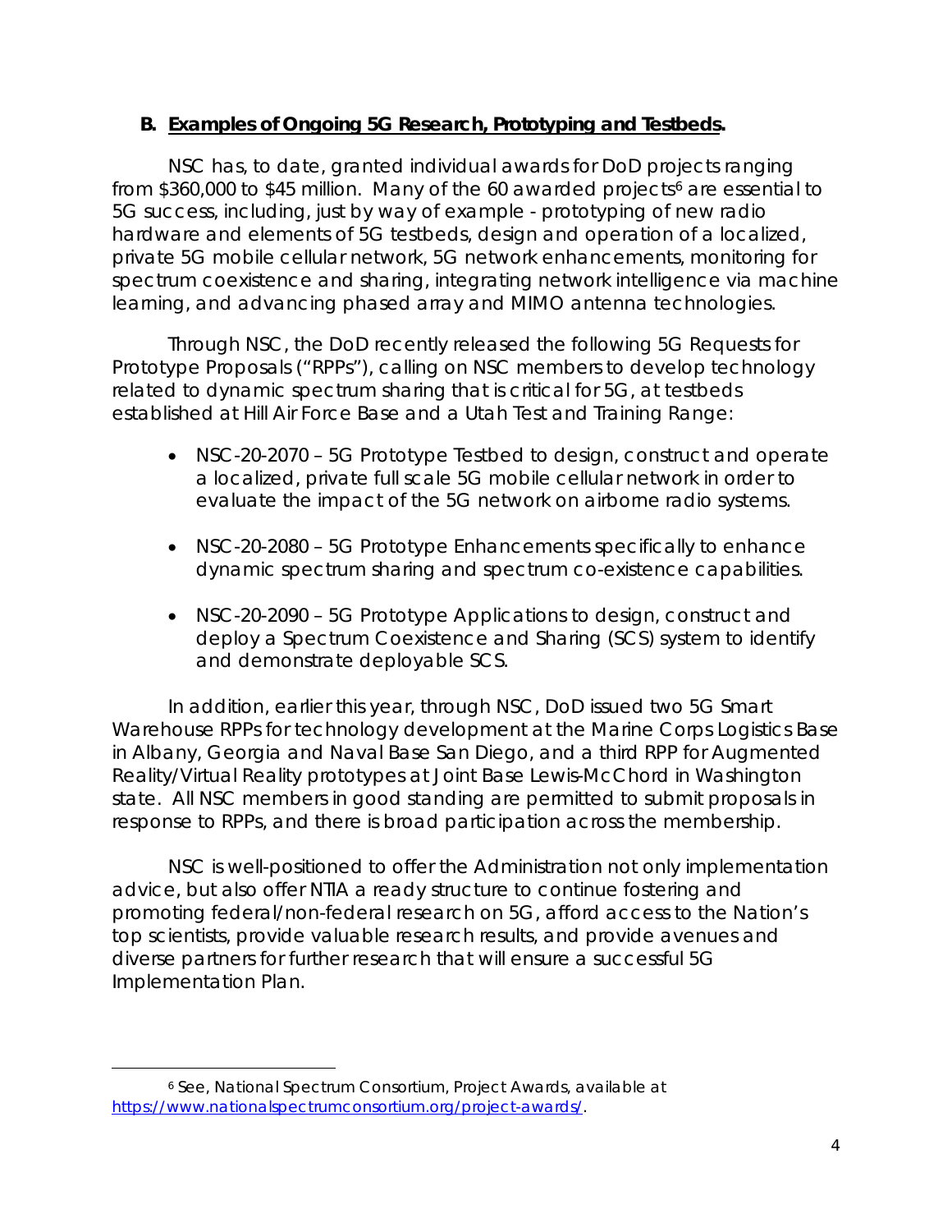### B. Examples of Ongoing 5G Research, Prototyping and Testbeds.

NSC has, to date, granted individual awards for DoD projects ranging from $360,000 to $45 million. Many of the 60 awarded projects[6] are essential to 5G success, including, just by way of example - prototyping of new radio hardware and elements of 5G testbeds, design and operation of a localized, private 5G mobile cellular network, 5G network enhancements, monitoring for spectrum coexistence and sharing, integrating network intelligence via machine learning, and advancing phased array and MIMO antenna technologies.

Through NSC, the DoD recently released the following 5G Requests for Prototype Proposals ("RPPs"), calling on NSC members to develop technology related to dynamic spectrum sharing that is critical for 5G, at testbeds established at Hill Air Force Base and a Utah Test and Training Range:

- NSC-20-2070 – 5G Prototype Testbed to design, construct and operate a localized, private full scale 5G mobile cellular network in order to evaluate the impact of the 5G network on airborne radio systems.
- NSC-20-2080 – 5G Prototype Enhancements specifically to enhance dynamic spectrum sharing and spectrum co-existence capabilities.
- NSC-20-2090 – 5G Prototype Applications to design, construct and deploy a Spectrum Coexistence and Sharing (SCS) system to identify and demonstrate deployable SCS.

In addition, earlier this year, through NSC, DoD issued two 5G Smart Warehouse RPPs for technology development at the Marine Corps Logistics Base in Albany, Georgia and Naval Base San Diego, and a third RPP for Augmented Reality/Virtual Reality prototypes at Joint Base Lewis-McChord in Washington state. All NSC members in good standing are permitted to submit proposals in response to RPPs, and there is broad participation across the membership.

NSC is well-positioned to offer the Administration not only implementation advice, but also offer NTIA a ready structure to continue fostering and promoting federal/non-federal research on 5G, afford access to the Nation's top scientists, provide valuable research results, and provide avenues and diverse partners for further research that will ensure a successful 5G Implementation Plan.

---

[6] See, National Spectrum Consortium, Project Awards, available at https://www.nationalspectrumconsortium.org/project-awards/.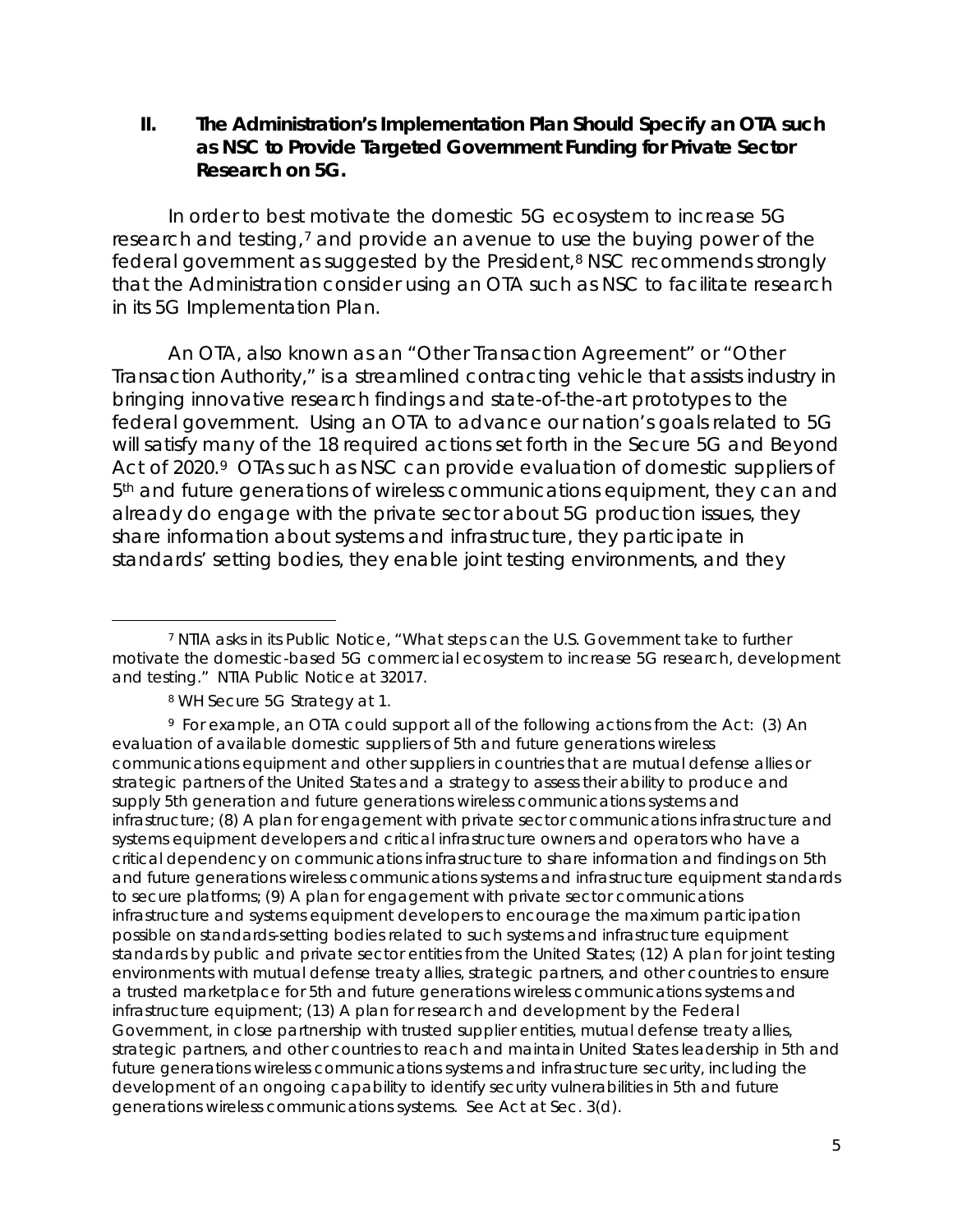## II. The Administration's Implementation Plan Should Specify an OTA such as NSC to Provide Targeted Government Funding for Private Sector Research on 5G.

In order to best motivate the domestic 5G ecosystem to increase 5G research and testing,[7] and provide an avenue to use the buying power of the federal government as suggested by the President,[8] NSC recommends strongly that the Administration consider using an OTA such as NSC to facilitate research in its 5G Implementation Plan.

An OTA, also known as an "Other Transaction Agreement" or "Other Transaction Authority," is a streamlined contracting vehicle that assists industry in bringing innovative research findings and state-of-the-art prototypes to the federal government. Using an OTA to advance our nation's goals related to 5G will satisfy many of the 18 required actions set forth in the Secure 5G and Beyond Act of 2020.[9] OTAs such as NSC can provide evaluation of domestic suppliers of 5th and future generations of wireless communications equipment, they can and already do engage with the private sector about 5G production issues, they share information about systems and infrastructure, they participate in standards' setting bodies, they enable joint testing environments, and they

---

[7] NTIA asks in its Public Notice, "What steps can the U.S. Government take to further motivate the domestic-based 5G commercial ecosystem to increase 5G research, development and testing." NTIA Public Notice at 32017.

[8] WH Secure 5G Strategy at 1.

[9] For example, an OTA could support all of the following actions from the Act: (3) An evaluation of available domestic suppliers of 5th and future generations wireless communications equipment and other suppliers in countries that are mutual defense allies or strategic partners of the United States and a strategy to assess their ability to produce and supply 5th generation and future generations wireless communications systems and infrastructure; (8) A plan for engagement with private sector communications infrastructure and systems equipment developers and critical infrastructure owners and operators who have a critical dependency on communications infrastructure to share information and findings on 5th and future generations wireless communications systems and infrastructure equipment standards to secure platforms; (9) A plan for engagement with private sector communications infrastructure and systems equipment developers to encourage the maximum participation possible on standards-setting bodies related to such systems and infrastructure equipment standards by public and private sector entities from the United States; (12) A plan for joint testing environments with mutual defense treaty allies, strategic partners, and other countries to ensure a trusted marketplace for 5th and future generations wireless communications systems and infrastructure equipment; (13) A plan for research and development by the Federal Government, in close partnership with trusted supplier entities, mutual defense treaty allies, strategic partners, and other countries to reach and maintain United States leadership in 5th and future generations wireless communications systems and infrastructure security, including the development of an ongoing capability to identify security vulnerabilities in 5th and future generations wireless communications systems. See Act at Sec. 3(d).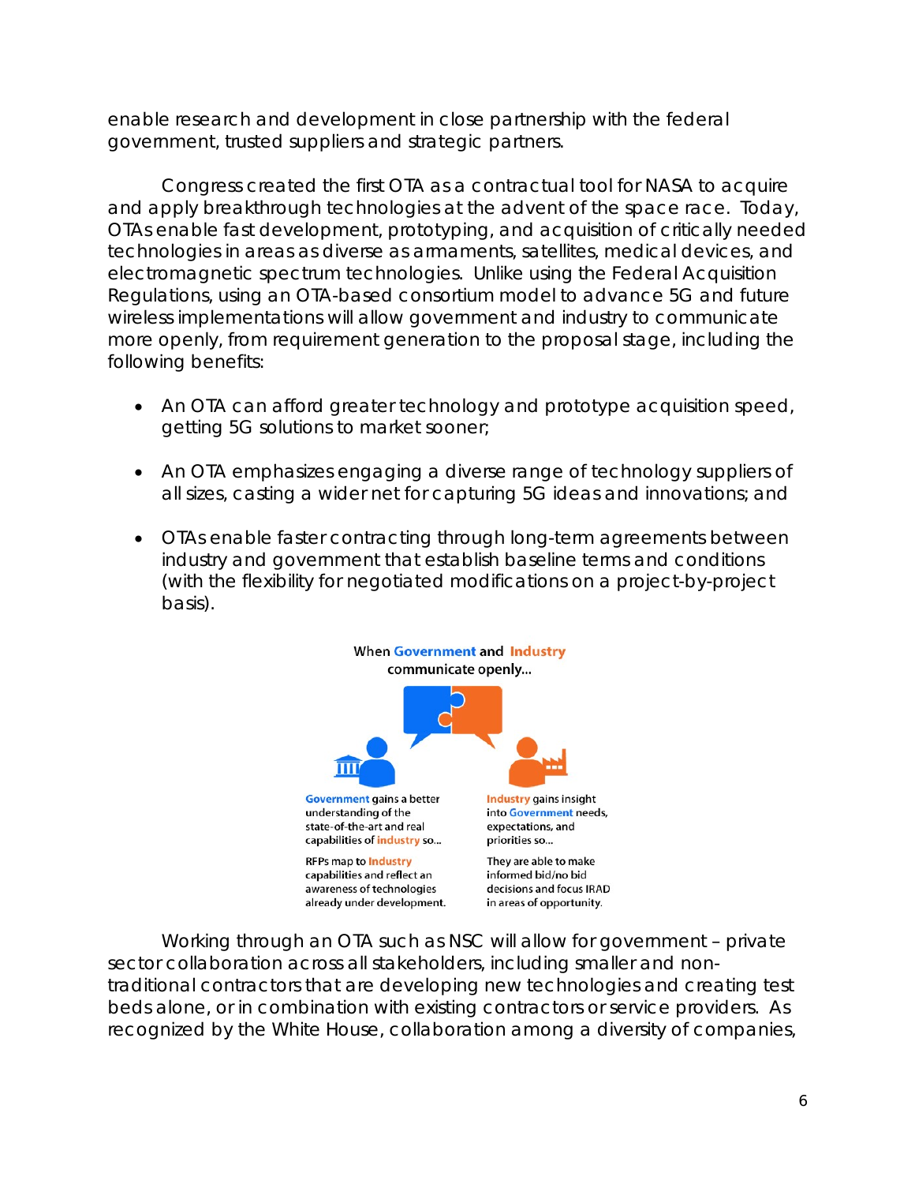enable research and development in close partnership with the federal government, trusted suppliers and strategic partners.

Congress created the first OTA as a contractual tool for NASA to acquire and apply breakthrough technologies at the advent of the space race. Today, OTAs enable fast development, prototyping, and acquisition of critically needed technologies in areas as diverse as armaments, satellites, medical devices, and electromagnetic spectrum technologies. Unlike using the Federal Acquisition Regulations, using an OTA-based consortium model to advance 5G and future wireless implementations will allow government and industry to communicate more openly, from requirement generation to the proposal stage, including the following benefits:

- An OTA can afford greater technology and prototype acquisition speed, getting 5G solutions to market sooner;
- An OTA emphasizes engaging a diverse range of technology suppliers of all sizes, casting a wider net for capturing 5G ideas and innovations; and
- OTAs enable faster contracting through long-term agreements between industry and government that establish baseline terms and conditions (with the flexibility for negotiated modifications on a project-by-project basis).

When Government and Industry communicate openly...

Government gains a better understanding of the state-of-the-art and real capabilities of industry so...

RFPs map to Industry capabilities and reflect an awareness of technologies already under development.

Industry gains insight into Government needs, expectations, and priorities so...

They are able to make informed bid/no bid decisions and focus IRAD in areas of opportunity.

Working through an OTA such as NSC will allow for government – private sector collaboration across all stakeholders, including smaller and non-traditional contractors that are developing new technologies and creating test beds alone, or in combination with existing contractors or service providers. As recognized by the White House, collaboration among a diversity of companies,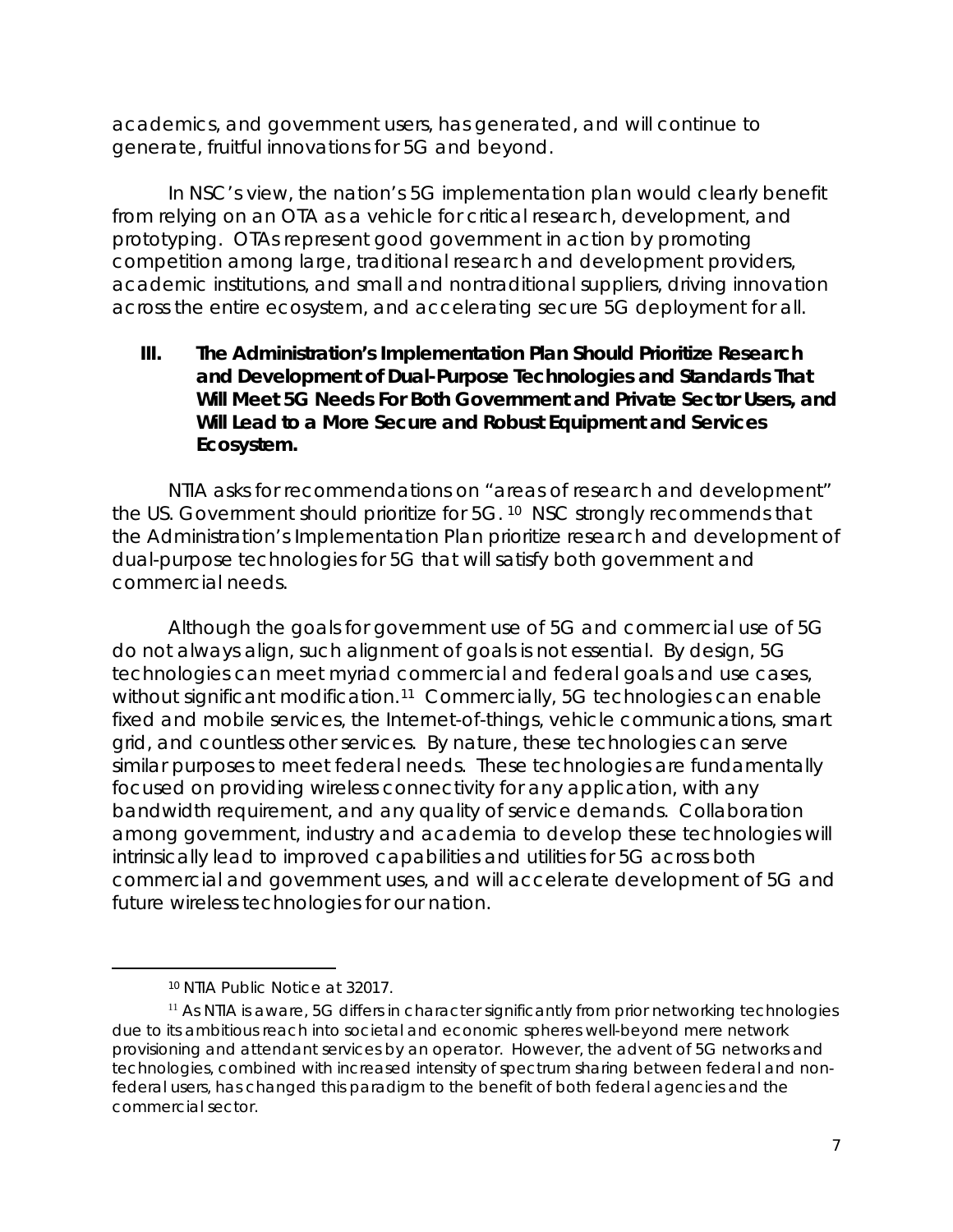academics, and government users, has generated, and will continue to generate, fruitful innovations for 5G and beyond.

In NSC's view, the nation's 5G implementation plan would clearly benefit from relying on an OTA as a vehicle for critical research, development, and prototyping. OTAs represent good government in action by promoting competition among large, traditional research and development providers, academic institutions, and small and nontraditional suppliers, driving innovation across the entire ecosystem, and accelerating secure 5G deployment for all.

## III. The Administration's Implementation Plan Should Prioritize Research and Development of Dual-Purpose Technologies and Standards That Will Meet 5G Needs For Both Government and Private Sector Users, and Will Lead to a More Secure and Robust Equipment and Services Ecosystem.

NTIA asks for recommendations on "areas of research and development" the US. Government should prioritize for 5G.[10] NSC strongly recommends that the Administration's Implementation Plan prioritize research and development of dual-purpose technologies for 5G that will satisfy both government and commercial needs.

Although the goals for government use of 5G and commercial use of 5G do not always align, such alignment of goals is not essential. By design, 5G technologies can meet myriad commercial and federal goals and use cases, without significant modification.[11] Commercially, 5G technologies can enable fixed and mobile services, the Internet-of-things, vehicle communications, smart grid, and countless other services. By nature, these technologies can serve similar purposes to meet federal needs. These technologies are fundamentally focused on providing wireless connectivity for any application, with any bandwidth requirement, and any quality of service demands. Collaboration among government, industry and academia to develop these technologies will intrinsically lead to improved capabilities and utilities for 5G across both commercial and government uses, and will accelerate development of 5G and future wireless technologies for our nation.

---

[10] NTIA Public Notice at 32017.

[11] As NTIA is aware, 5G differs in character significantly from prior networking technologies due to its ambitious reach into societal and economic spheres well-beyond mere network provisioning and attendant services by an operator. However, the advent of 5G networks and technologies, combined with increased intensity of spectrum sharing between federal and non-federal users, has changed this paradigm to the benefit of both federal agencies and the commercial sector.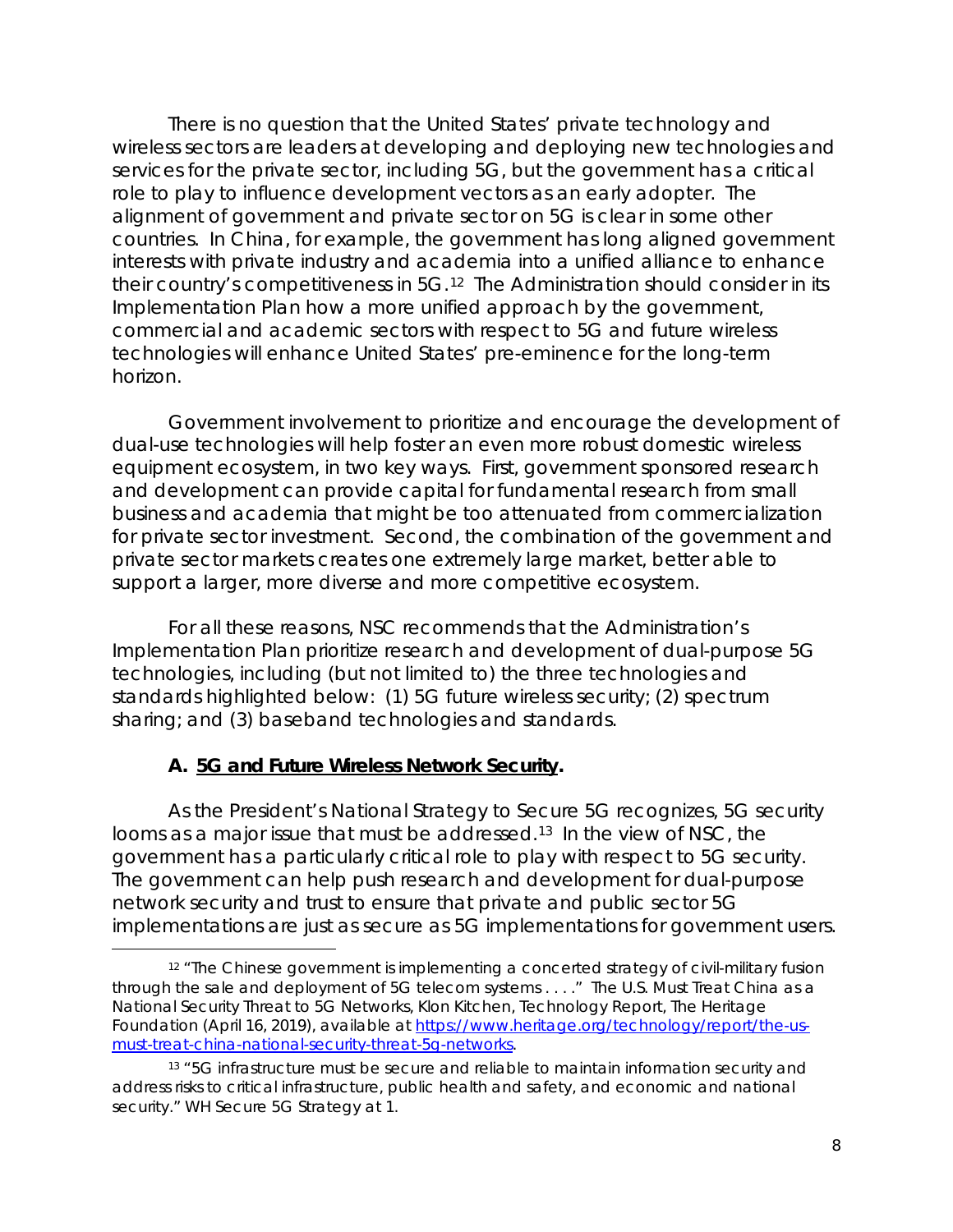There is no question that the United States' private technology and wireless sectors are leaders at developing and deploying new technologies and services for the private sector, including 5G, but the government has a critical role to play to influence development vectors as an early adopter. The alignment of government and private sector on 5G is clear in some other countries. In China, for example, the government has long aligned government interests with private industry and academia into a unified alliance to enhance their country's competitiveness in 5G.[12] The Administration should consider in its Implementation Plan how a more unified approach by the government, commercial and academic sectors with respect to 5G and future wireless technologies will enhance United States' pre-eminence for the long-term horizon.

Government involvement to prioritize and encourage the development of dual-use technologies will help foster an even more robust domestic wireless equipment ecosystem, in two key ways. First, government sponsored research and development can provide capital for fundamental research from small business and academia that might be too attenuated from commercialization for private sector investment. Second, the combination of the government and private sector markets creates one extremely large market, better able to support a larger, more diverse and more competitive ecosystem.

For all these reasons, NSC recommends that the Administration's Implementation Plan prioritize research and development of dual-purpose 5G technologies, including (but not limited to) the three technologies and standards highlighted below: (1) 5G future wireless security; (2) spectrum sharing; and (3) baseband technologies and standards.

### A. 5G and Future Wireless Network Security.

As the President's National Strategy to Secure 5G recognizes, 5G security looms as a major issue that must be addressed.[13] In the view of NSC, the government has a particularly critical role to play with respect to 5G security. The government can help push research and development for dual-purpose network security and trust to ensure that private and public sector 5G implementations are just as secure as 5G implementations for government users.

---

[12] "The Chinese government is implementing a concerted strategy of civil-military fusion through the sale and deployment of 5G telecom systems . . . ." *The U.S. Must Treat China as a National Security Threat to 5G Networks*, Klon Kitchen, Technology Report, The Heritage Foundation (April 16, 2019), available at https://www.heritage.org/technology/report/the-us-must-treat-china-national-security-threat-5g-networks.

[13] "5G infrastructure must be secure and reliable to maintain information security and address risks to critical infrastructure, public health and safety, and economic and national security." WH Secure 5G Strategy at 1.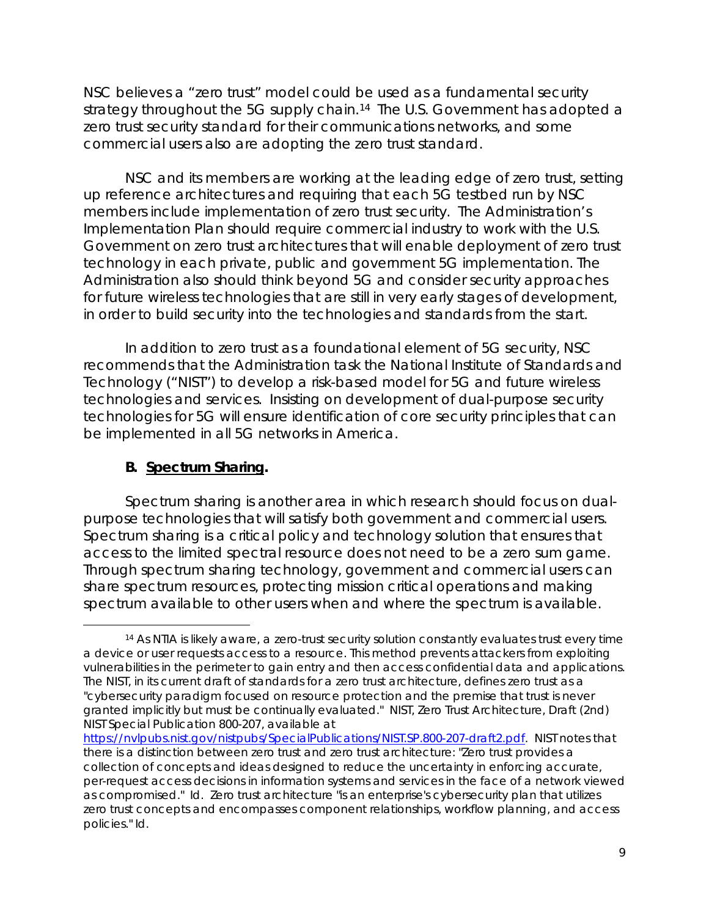NSC believes a "zero trust" model could be used as a fundamental security strategy throughout the 5G supply chain.[14] The U.S. Government has adopted a zero trust security standard for their communications networks, and some commercial users also are adopting the zero trust standard.

NSC and its members are working at the leading edge of zero trust, setting up reference architectures and requiring that each 5G testbed run by NSC members include implementation of zero trust security. The Administration's Implementation Plan should require commercial industry to work with the U.S. Government on zero trust architectures that will enable deployment of zero trust technology in each private, public and government 5G implementation. The Administration also should think beyond 5G and consider security approaches for future wireless technologies that are still in very early stages of development, in order to build security into the technologies and standards from the start.

In addition to zero trust as a foundational element of 5G security, NSC recommends that the Administration task the National Institute of Standards and Technology ("NIST") to develop a risk-based model for 5G and future wireless technologies and services. Insisting on development of dual-purpose security technologies for 5G will ensure identification of core security principles that can be implemented in all 5G networks in America.

**B. <u>Spectrum Sharing</u>.**

Spectrum sharing is another area in which research should focus on dual-purpose technologies that will satisfy both government and commercial users. Spectrum sharing is a critical policy and technology solution that ensures that access to the limited spectral resource does not need to be a zero sum game. Through spectrum sharing technology, government and commercial users can share spectrum resources, protecting mission critical operations and making spectrum available to other users when and where the spectrum is available.

---

[14] As NTIA is likely aware, a zero-trust security solution constantly evaluates trust every time a device or user requests access to a resource. This method prevents attackers from exploiting vulnerabilities in the perimeter to gain entry and then access confidential data and applications. The NIST, in its current draft of standards for a zero trust architecture, defines zero trust as a "cybersecurity paradigm focused on resource protection and the premise that trust is never granted implicitly but must be continually evaluated." NIST, *Zero Trust Architecture, Draft (2nd) NIST Special Publication 800-207*, available at https://nvlpubs.nist.gov/nistpubs/SpecialPublications/NIST.SP.800-207-draft2.pdf. NIST notes that there is a distinction between zero trust and zero trust architecture: "Zero trust provides a collection of concepts and ideas designed to reduce the uncertainty in enforcing accurate, per-request access decisions in information systems and services in the face of a network viewed as compromised." *Id.* Zero trust architecture "is an enterprise's cybersecurity plan that utilizes zero trust concepts and encompasses component relationships, workflow planning, and access policies." *Id.*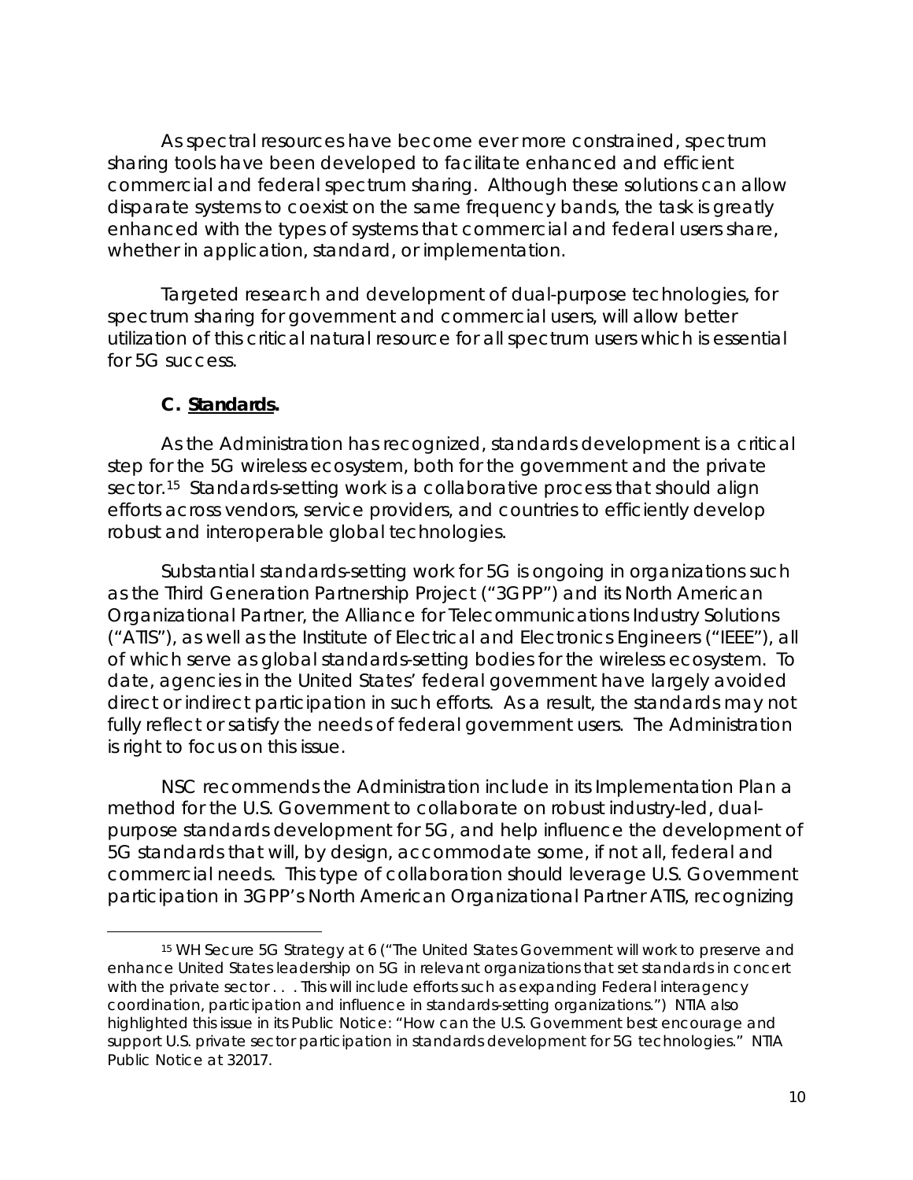As spectral resources have become ever more constrained, spectrum sharing tools have been developed to facilitate enhanced and efficient commercial and federal spectrum sharing. Although these solutions can allow disparate systems to coexist on the same frequency bands, the task is greatly enhanced with the types of systems that commercial and federal users share, whether in application, standard, or implementation.

Targeted research and development of dual-purpose technologies, for spectrum sharing for government and commercial users, will allow better utilization of this critical natural resource for all spectrum users which is essential for 5G success.

### C. Standards.

As the Administration has recognized, standards development is a critical step for the 5G wireless ecosystem, both for the government and the private sector.[15] Standards-setting work is a collaborative process that should align efforts across vendors, service providers, and countries to efficiently develop robust and interoperable global technologies.

Substantial standards-setting work for 5G is ongoing in organizations such as the Third Generation Partnership Project ("3GPP") and its North American Organizational Partner, the Alliance for Telecommunications Industry Solutions ("ATIS"), as well as the Institute of Electrical and Electronics Engineers ("IEEE"), all of which serve as global standards-setting bodies for the wireless ecosystem. To date, agencies in the United States' federal government have largely avoided direct or indirect participation in such efforts. As a result, the standards may not fully reflect or satisfy the needs of federal government users. The Administration is right to focus on this issue.

NSC recommends the Administration include in its Implementation Plan a method for the U.S. Government to collaborate on robust industry-led, dual-purpose standards development for 5G, and help influence the development of 5G standards that will, by design, accommodate some, if not all, federal and commercial needs. This type of collaboration should leverage U.S. Government participation in 3GPP's North American Organizational Partner ATIS, recognizing

---

[15] WH Secure 5G Strategy at 6 ("The United States Government will work to preserve and enhance United States leadership on 5G in relevant organizations that set standards in concert with the private sector . . . This will include efforts such as expanding Federal interagency coordination, participation and influence in standards-setting organizations.") NTIA also highlighted this issue in its Public Notice: "How can the U.S. Government best encourage and support U.S. private sector participation in standards development for 5G technologies." NTIA Public Notice at 32017.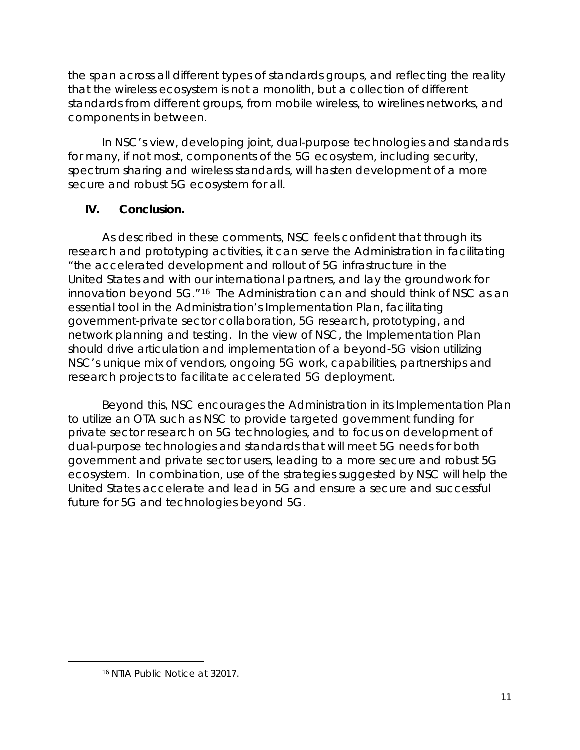the span across all different types of standards groups, and reflecting the reality that the wireless ecosystem is not a monolith, but a collection of different standards from different groups, from mobile wireless, to wirelines networks, and components in between.

In NSC's view, developing joint, dual-purpose technologies and standards for many, if not most, components of the 5G ecosystem, including security, spectrum sharing and wireless standards, will hasten development of a more secure and robust 5G ecosystem for all.

## IV. Conclusion.

As described in these comments, NSC feels confident that through its research and prototyping activities, it can serve the Administration in facilitating "the accelerated development and rollout of 5G infrastructure in the United States and with our international partners, and lay the groundwork for innovation beyond 5G."[16] The Administration can and should think of NSC as an essential tool in the Administration's Implementation Plan, facilitating government-private sector collaboration, 5G research, prototyping, and network planning and testing. In the view of NSC, the Implementation Plan should drive articulation and implementation of a beyond-5G vision utilizing NSC's unique mix of vendors, ongoing 5G work, capabilities, partnerships and research projects to facilitate accelerated 5G deployment.

Beyond this, NSC encourages the Administration in its Implementation Plan to utilize an OTA such as NSC to provide targeted government funding for private sector research on 5G technologies, and to focus on development of dual-purpose technologies and standards that will meet 5G needs for both government and private sector users, leading to a more secure and robust 5G ecosystem. In combination, use of the strategies suggested by NSC will help the United States accelerate and lead in 5G and ensure a secure and successful future for 5G and technologies beyond 5G.

---

[16] NTIA Public Notice at 32017.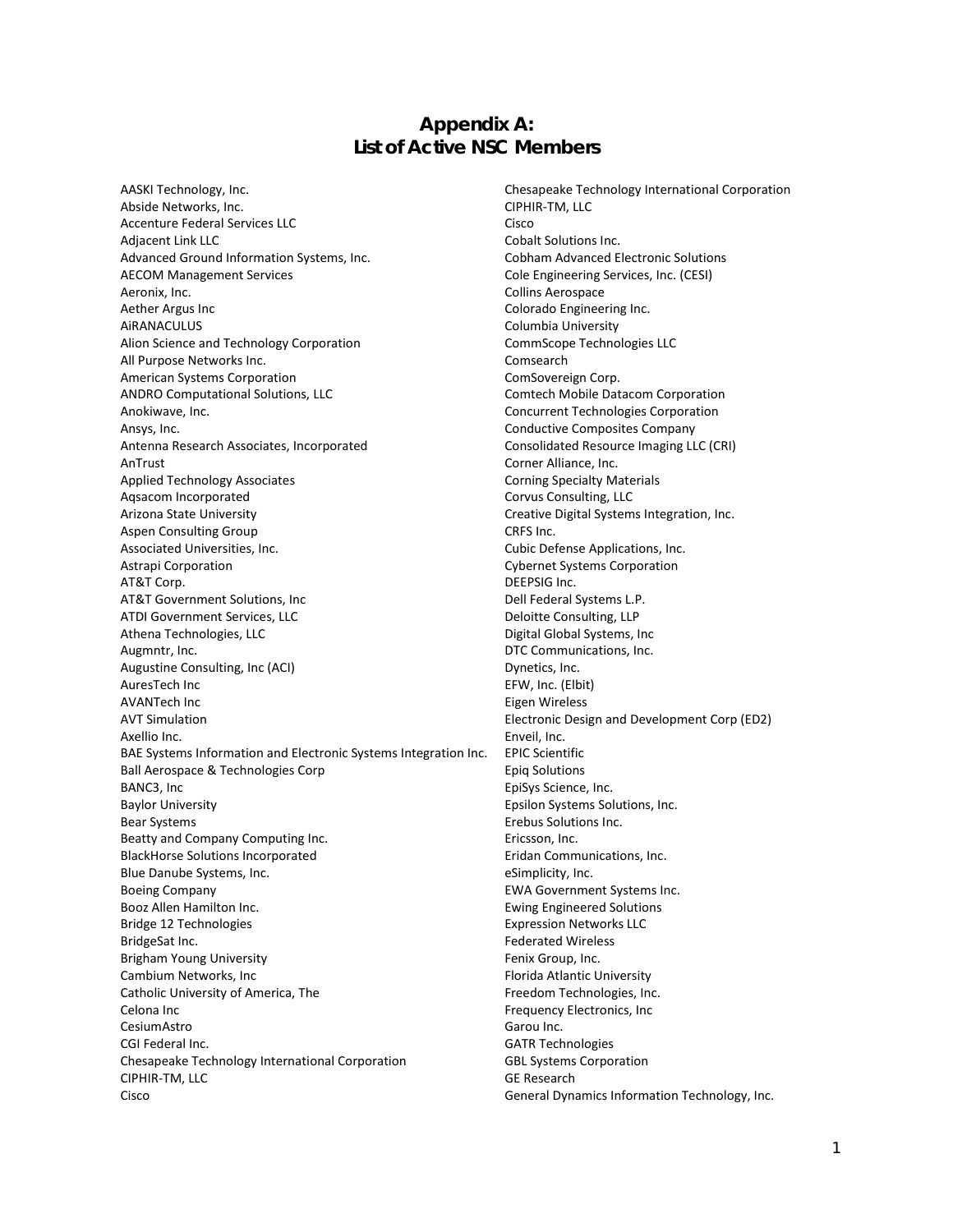# Appendix A:
# List of Active NSC Members

AASKI Technology, Inc.
Abside Networks, Inc.
Accenture Federal Services LLC
Adjacent Link LLC
Advanced Ground Information Systems, Inc.
AECOM Management Services
Aeronix, Inc.
Aether Argus Inc
AiRANACULUS
Alion Science and Technology Corporation
All Purpose Networks Inc.
American Systems Corporation
ANDRO Computational Solutions, LLC
Anokiwave, Inc.
Ansys, Inc.
Antenna Research Associates, Incorporated
AnTrust
Applied Technology Associates
Aqsacom Incorporated
Arizona State University
Aspen Consulting Group
Associated Universities, Inc.
Astrapi Corporation
AT&T Corp.
AT&T Government Solutions, Inc
ATDI Government Services, LLC
Athena Technologies, LLC
Augmntr, Inc.
Augustine Consulting, Inc (ACI)
AuresTech Inc
AVANTech Inc
AVT Simulation
Axellio Inc.
BAE Systems Information and Electronic Systems Integration Inc.
Ball Aerospace & Technologies Corp
BANC3, Inc
Baylor University
Bear Systems
Beatty and Company Computing Inc.
BlackHorse Solutions Incorporated
Blue Danube Systems, Inc.
Boeing Company
Booz Allen Hamilton Inc.
Bridge 12 Technologies
BridgeSat Inc.
Brigham Young University
Cambium Networks, Inc
Catholic University of America, The
Celona Inc
CesiumAstro
CGI Federal Inc.
Chesapeake Technology International Corporation
CIPHIR-TM, LLC
Cisco
Chesapeake Technology International Corporation
CIPHIR-TM, LLC
Cisco
Cobalt Solutions Inc.
Cobham Advanced Electronic Solutions
Cole Engineering Services, Inc. (CESI)
Collins Aerospace
Colorado Engineering Inc.
Columbia University
CommScope Technologies LLC
Comsearch
ComSovereign Corp.
Comtech Mobile Datacom Corporation
Concurrent Technologies Corporation
Conductive Composites Company
Consolidated Resource Imaging LLC (CRI)
Corner Alliance, Inc.
Corning Specialty Materials
Corvus Consulting, LLC
Creative Digital Systems Integration, Inc.
CRFS Inc.
Cubic Defense Applications, Inc.
Cybernet Systems Corporation
DEEPSIG Inc.
Dell Federal Systems L.P.
Deloitte Consulting, LLP
Digital Global Systems, Inc
DTC Communications, Inc.
Dynetics, Inc.
EFW, Inc. (Elbit)
Eigen Wireless
Electronic Design and Development Corp (ED2)
Enveil, Inc.
EPIC Scientific
Epiq Solutions
EpiSys Science, Inc.
Epsilon Systems Solutions, Inc.
Erebus Solutions Inc.
Ericsson, Inc.
Eridan Communications, Inc.
eSimplicity, Inc.
EWA Government Systems Inc.
Ewing Engineered Solutions
Expression Networks LLC
Federated Wireless
Fenix Group, Inc.
Florida Atlantic University
Freedom Technologies, Inc.
Frequency Electronics, Inc
Garou Inc.
GATR Technologies
GBL Systems Corporation
GE Research
General Dynamics Information Technology, Inc.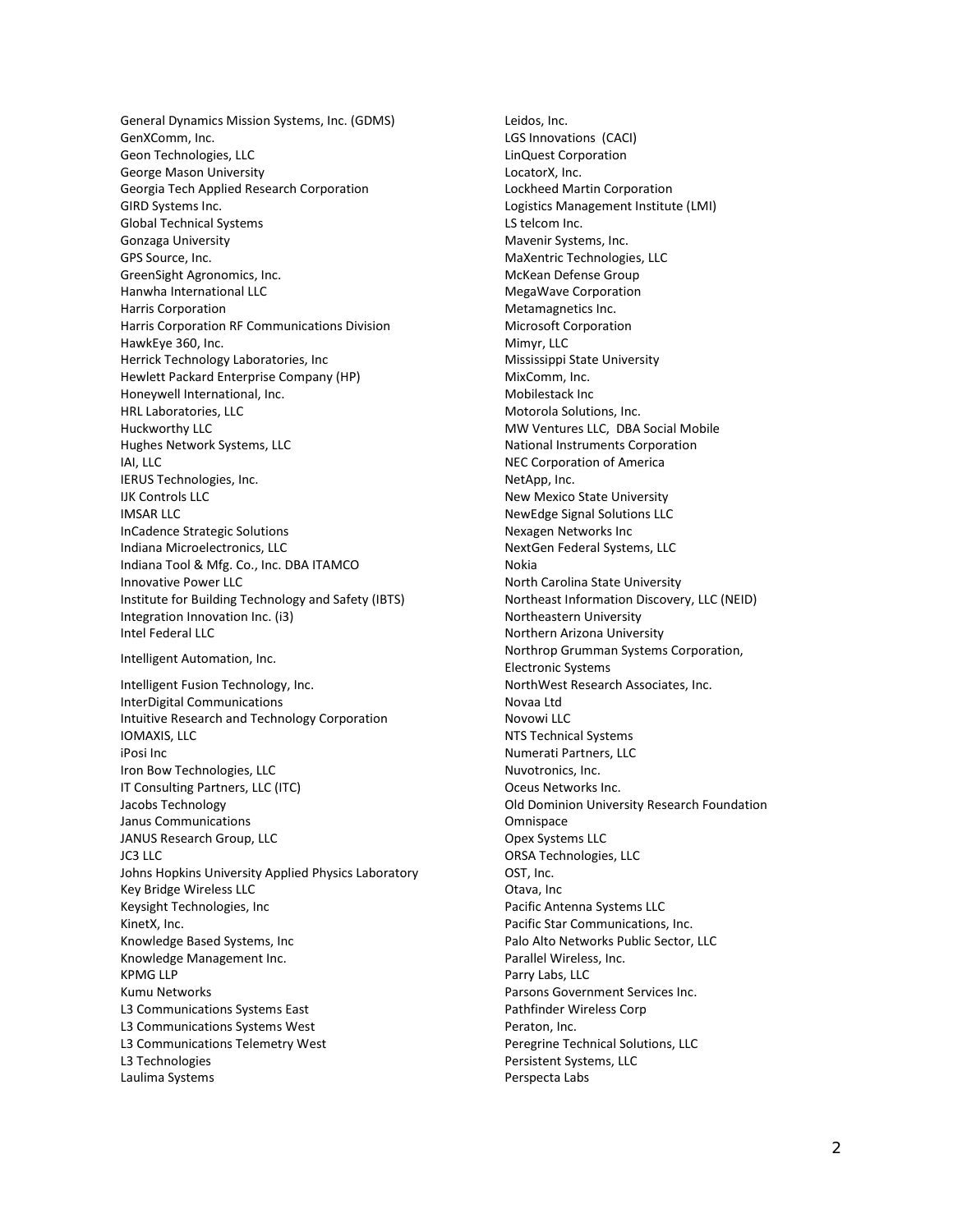General Dynamics Mission Systems, Inc. (GDMS)
GenXComm, Inc.
Geon Technologies, LLC
George Mason University
Georgia Tech Applied Research Corporation
GIRD Systems Inc.
Global Technical Systems
Gonzaga University
GPS Source, Inc.
GreenSight Agronomics, Inc.
Hanwha International LLC
Harris Corporation
Harris Corporation RF Communications Division
HawkEye 360, Inc.
Herrick Technology Laboratories, Inc
Hewlett Packard Enterprise Company (HP)
Honeywell International, Inc.
HRL Laboratories, LLC
Huckworthy LLC
Hughes Network Systems, LLC
IAI, LLC
IERUS Technologies, Inc.
IJK Controls LLC
IMSAR LLC
InCadence Strategic Solutions
Indiana Microelectronics, LLC
Indiana Tool & Mfg. Co., Inc. DBA ITAMCO
Innovative Power LLC
Institute for Building Technology and Safety (IBTS)
Integration Innovation Inc. (i3)
Intel Federal LLC
Intelligent Automation, Inc.
Intelligent Fusion Technology, Inc.
InterDigital Communications
Intuitive Research and Technology Corporation
IOMAXIS, LLC
iPosi Inc
Iron Bow Technologies, LLC
IT Consulting Partners, LLC (ITC)
Jacobs Technology
Janus Communications
JANUS Research Group, LLC
JC3 LLC
Johns Hopkins University Applied Physics Laboratory
Key Bridge Wireless LLC
Keysight Technologies, Inc
KinetX, Inc.
Knowledge Based Systems, Inc
Knowledge Management Inc.
KPMG LLP
Kumu Networks
L3 Communications Systems East
L3 Communications Systems West
L3 Communications Telemetry West
L3 Technologies
Laulima Systems
Leidos, Inc.
LGS Innovations (CACI)
LinQuest Corporation
LocatorX, Inc.
Lockheed Martin Corporation
Logistics Management Institute (LMI)
LS telcom Inc.
Mavenir Systems, Inc.
MaXentric Technologies, LLC
McKean Defense Group
MegaWave Corporation
Metamagnetics Inc.
Microsoft Corporation
Mimyr, LLC
Mississippi State University
MixComm, Inc.
Mobilestack Inc
Motorola Solutions, Inc.
MW Ventures LLC, DBA Social Mobile
National Instruments Corporation
NEC Corporation of America
NetApp, Inc.
New Mexico State University
NewEdge Signal Solutions LLC
Nexagen Networks Inc
NextGen Federal Systems, LLC
Nokia
North Carolina State University
Northeast Information Discovery, LLC (NEID)
Northeastern University
Northern Arizona University
Northrop Grumman Systems Corporation, Electronic Systems
NorthWest Research Associates, Inc.
Novaa Ltd
Novowi LLC
NTS Technical Systems
Numerati Partners, LLC
Nuvotronics, Inc.
Oceus Networks Inc.
Old Dominion University Research Foundation
Omnispace
Opex Systems LLC
ORSA Technologies, LLC
OST, Inc.
Otava, Inc
Pacific Antenna Systems LLC
Pacific Star Communications, Inc.
Palo Alto Networks Public Sector, LLC
Parallel Wireless, Inc.
Parry Labs, LLC
Parsons Government Services Inc.
Pathfinder Wireless Corp
Peraton, Inc.
Peregrine Technical Solutions, LLC
Persistent Systems, LLC
Perspecta Labs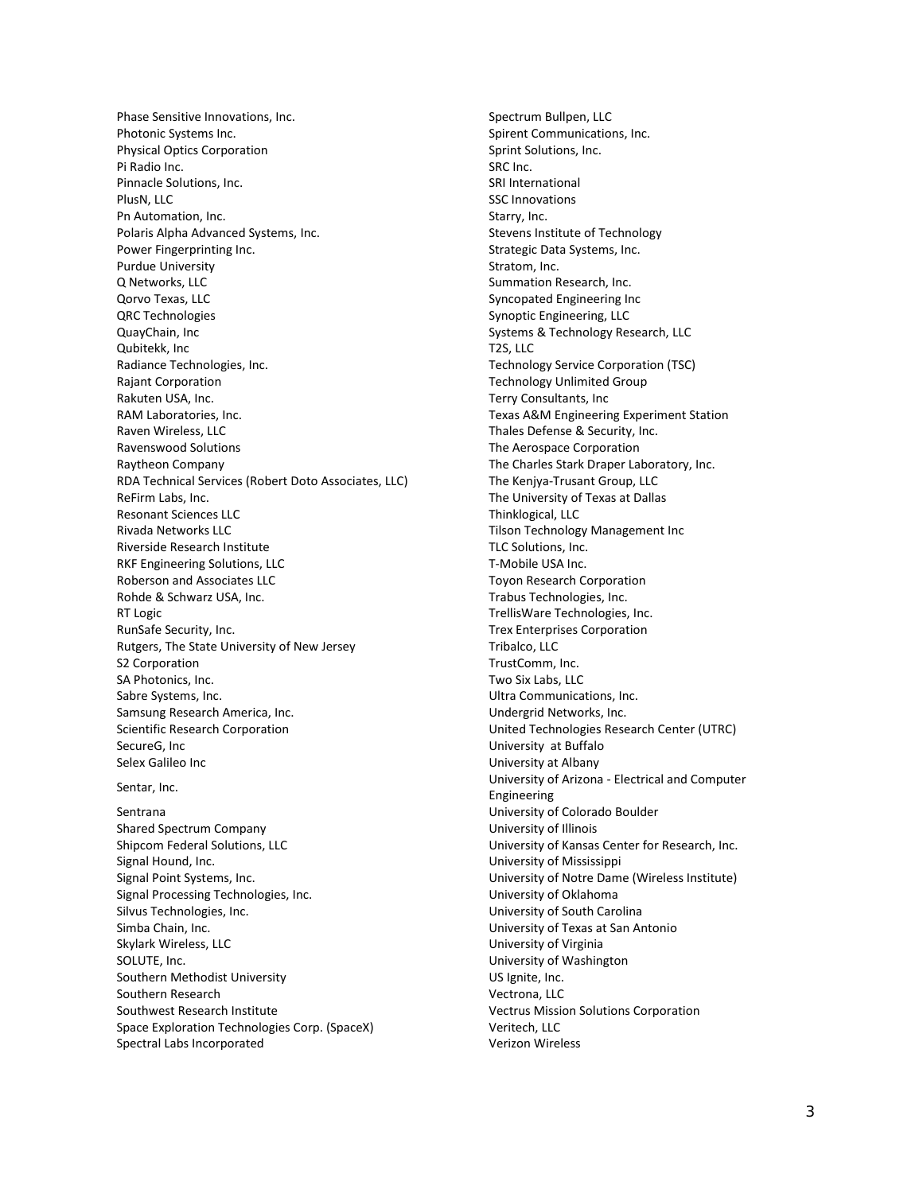Phase Sensitive Innovations, Inc.
Photonic Systems Inc.
Physical Optics Corporation
Pi Radio Inc.
Pinnacle Solutions, Inc.
PlusN, LLC
Pn Automation, Inc.
Polaris Alpha Advanced Systems, Inc.
Power Fingerprinting Inc.
Purdue University
Q Networks, LLC
Qorvo Texas, LLC
QRC Technologies
QuayChain, Inc
Qubitekk, Inc
Radiance Technologies, Inc.
Rajant Corporation
Rakuten USA, Inc.
RAM Laboratories, Inc.
Raven Wireless, LLC
Ravenswood Solutions
Raytheon Company
RDA Technical Services (Robert Doto Associates, LLC)
ReFirm Labs, Inc.
Resonant Sciences LLC
Rivada Networks LLC
Riverside Research Institute
RKF Engineering Solutions, LLC
Roberson and Associates LLC
Rohde & Schwarz USA, Inc.
RT Logic
RunSafe Security, Inc.
Rutgers, The State University of New Jersey
S2 Corporation
SA Photonics, Inc.
Sabre Systems, Inc.
Samsung Research America, Inc.
Scientific Research Corporation
SecureG, Inc
Selex Galileo Inc
Sentar, Inc.
Sentrana
Shared Spectrum Company
Shipcom Federal Solutions, LLC
Signal Hound, Inc.
Signal Point Systems, Inc.
Signal Processing Technologies, Inc.
Silvus Technologies, Inc.
Simba Chain, Inc.
Skylark Wireless, LLC
SOLUTE, Inc.
Southern Methodist University
Southern Research
Southwest Research Institute
Space Exploration Technologies Corp. (SpaceX)
Spectral Labs Incorporated
Spectrum Bullpen, LLC
Spirent Communications, Inc.
Sprint Solutions, Inc.
SRC Inc.
SRI International
SSC Innovations
Starry, Inc.
Stevens Institute of Technology
Strategic Data Systems, Inc.
Stratom, Inc.
Summation Research, Inc.
Syncopated Engineering Inc
Synoptic Engineering, LLC
Systems & Technology Research, LLC
T2S, LLC
Technology Service Corporation (TSC)
Technology Unlimited Group
Terry Consultants, Inc
Texas A&M Engineering Experiment Station
Thales Defense & Security, Inc.
The Aerospace Corporation
The Charles Stark Draper Laboratory, Inc.
The Kenjya-Trusant Group, LLC
The University of Texas at Dallas
Thinklogical, LLC
Tilson Technology Management Inc
TLC Solutions, Inc.
T-Mobile USA Inc.
Toyon Research Corporation
Trabus Technologies, Inc.
TrellisWare Technologies, Inc.
Trex Enterprises Corporation
Tribalco, LLC
TrustComm, Inc.
Two Six Labs, LLC
Ultra Communications, Inc.
Undergrid Networks, Inc.
United Technologies Research Center (UTRC)
University at Buffalo
University at Albany
University of Arizona - Electrical and Computer Engineering
University of Colorado Boulder
University of Illinois
University of Kansas Center for Research, Inc.
University of Mississippi
University of Notre Dame (Wireless Institute)
University of Oklahoma
University of South Carolina
University of Texas at San Antonio
University of Virginia
University of Washington
US Ignite, Inc.
Vectrona, LLC
Vectrus Mission Solutions Corporation
Veritech, LLC
Verizon Wireless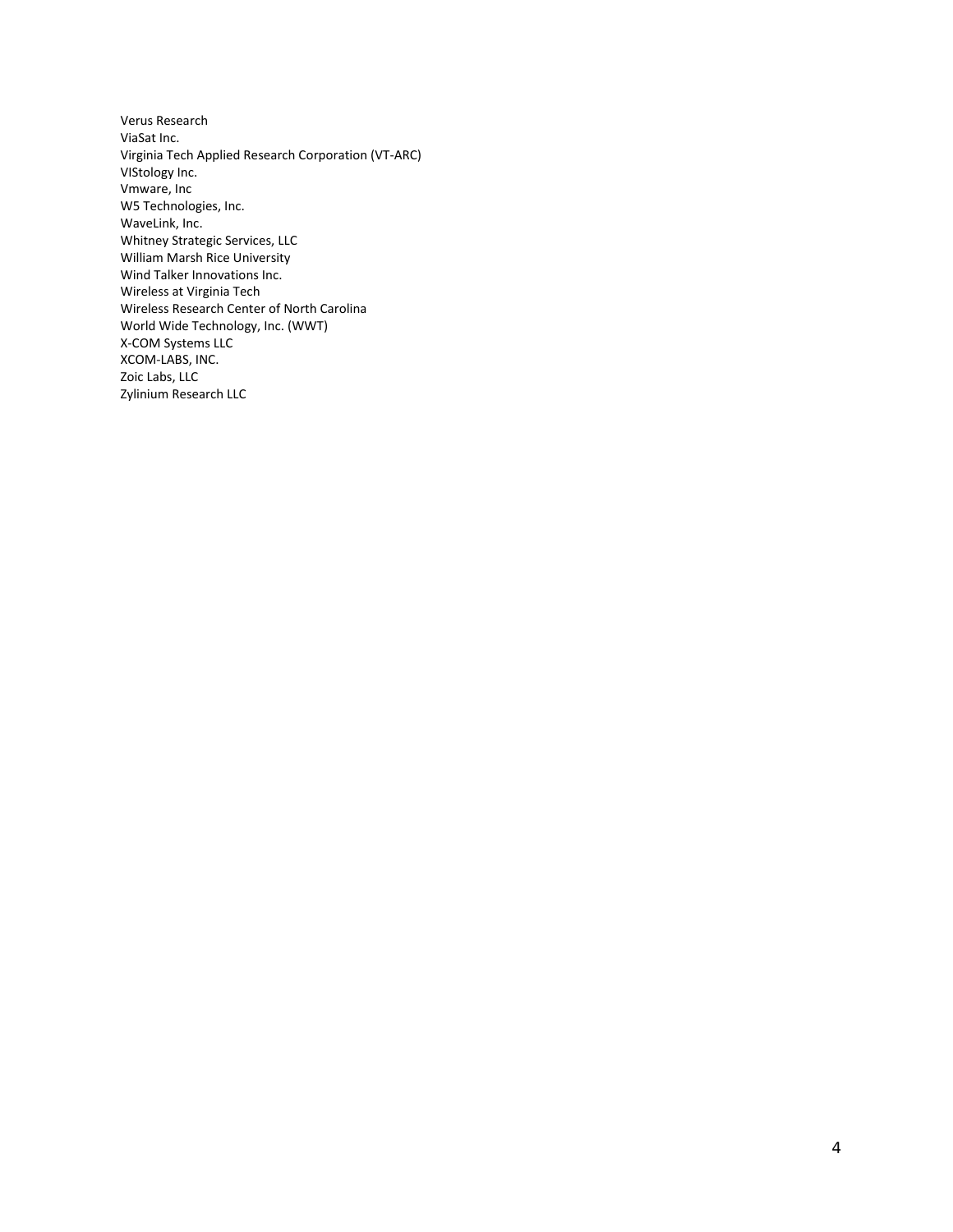Verus Research
ViaSat Inc.
Virginia Tech Applied Research Corporation (VT-ARC)
VIStology Inc.
Vmware, Inc
W5 Technologies, Inc.
WaveLink, Inc.
Whitney Strategic Services, LLC
William Marsh Rice University
Wind Talker Innovations Inc.
Wireless at Virginia Tech
Wireless Research Center of North Carolina
World Wide Technology, Inc. (WWT)
X-COM Systems LLC
XCOM-LABS, INC.
Zoic Labs, LLC
Zylinium Research LLC